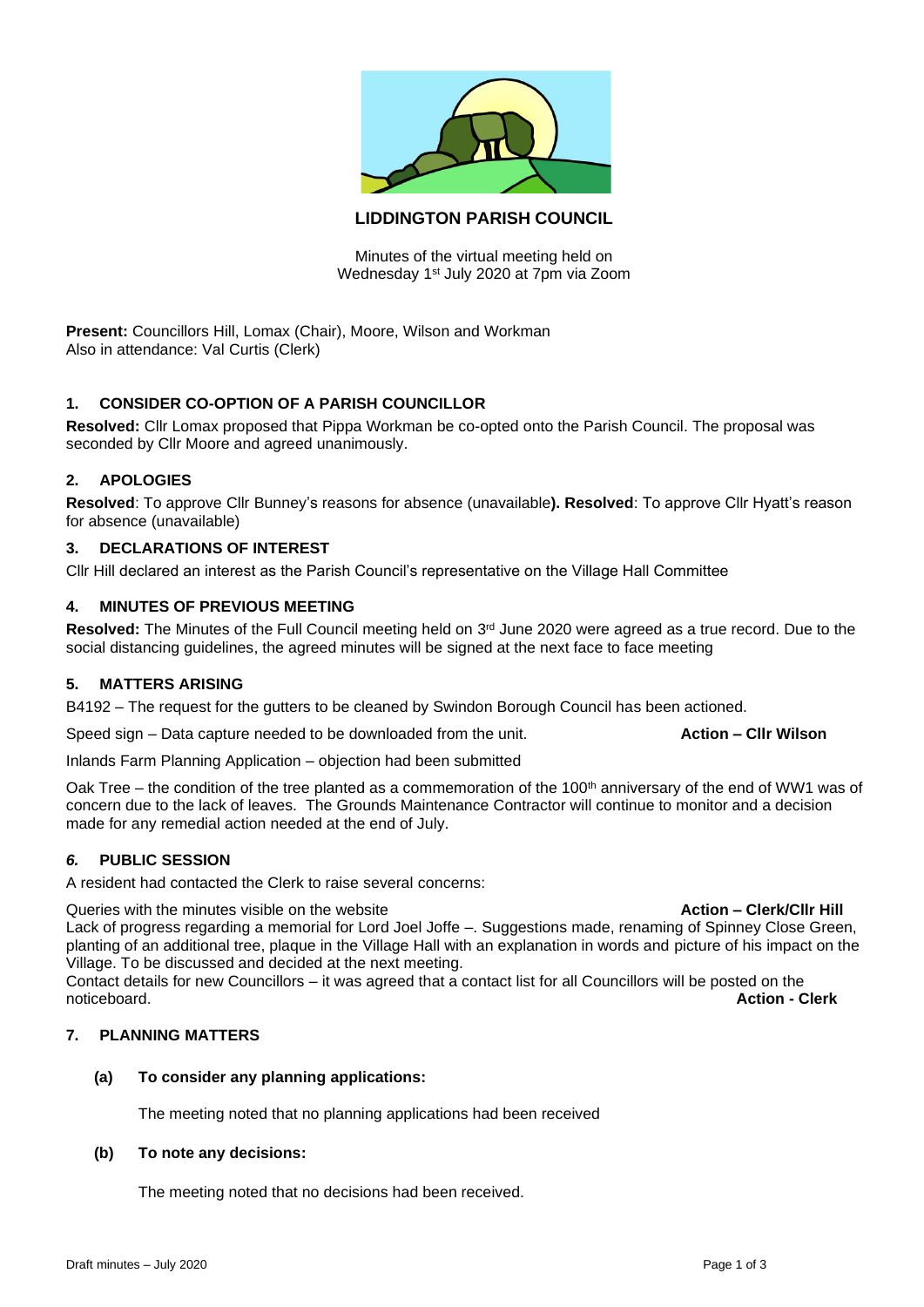# LIDDINGTON PARISH COUNCIL

Minutes of the virtual meeting held on
Wednesday 1st July 2020 at 7pm via Zoom

**Present:** Councillors Hill, Lomax (Chair), Moore, Wilson and Workman
Also in attendance: Val Curtis (Clerk)

## 1. CONSIDER CO-OPTION OF A PARISH COUNCILLOR

**Resolved:** Cllr Lomax proposed that Pippa Workman be co-opted onto the Parish Council. The proposal was seconded by Cllr Moore and agreed unanimously.

## 2. APOLOGIES

**Resolved**: To approve Cllr Bunney's reasons for absence (unavailable**). Resolved**: To approve Cllr Hyatt's reason for absence (unavailable)

## 3. DECLARATIONS OF INTEREST

Cllr Hill declared an interest as the Parish Council's representative on the Village Hall Committee

## 4. MINUTES OF PREVIOUS MEETING

**Resolved:** The Minutes of the Full Council meeting held on 3rd June 2020 were agreed as a true record. Due to the social distancing guidelines, the agreed minutes will be signed at the next face to face meeting

## 5. MATTERS ARISING

B4192 – The request for the gutters to be cleaned by Swindon Borough Council has been actioned.

Speed sign – Data capture needed to be downloaded from the unit. **Action – Cllr Wilson**

Inlands Farm Planning Application – objection had been submitted

Oak Tree – the condition of the tree planted as a commemoration of the 100th anniversary of the end of WW1 was of concern due to the lack of leaves. The Grounds Maintenance Contractor will continue to monitor and a decision made for any remedial action needed at the end of July.

## *6.* PUBLIC SESSION

A resident had contacted the Clerk to raise several concerns:

Queries with the minutes visible on the website **Action – Clerk/Cllr Hill**
Lack of progress regarding a memorial for Lord Joel Joffe –. Suggestions made, renaming of Spinney Close Green, planting of an additional tree, plaque in the Village Hall with an explanation in words and picture of his impact on the Village. To be discussed and decided at the next meeting.
Contact details for new Councillors – it was agreed that a contact list for all Councillors will be posted on the noticeboard. **Action - Clerk**

## 7. PLANNING MATTERS

### (a) To consider any planning applications:

The meeting noted that no planning applications had been received

### (b) To note any decisions:

The meeting noted that no decisions had been received.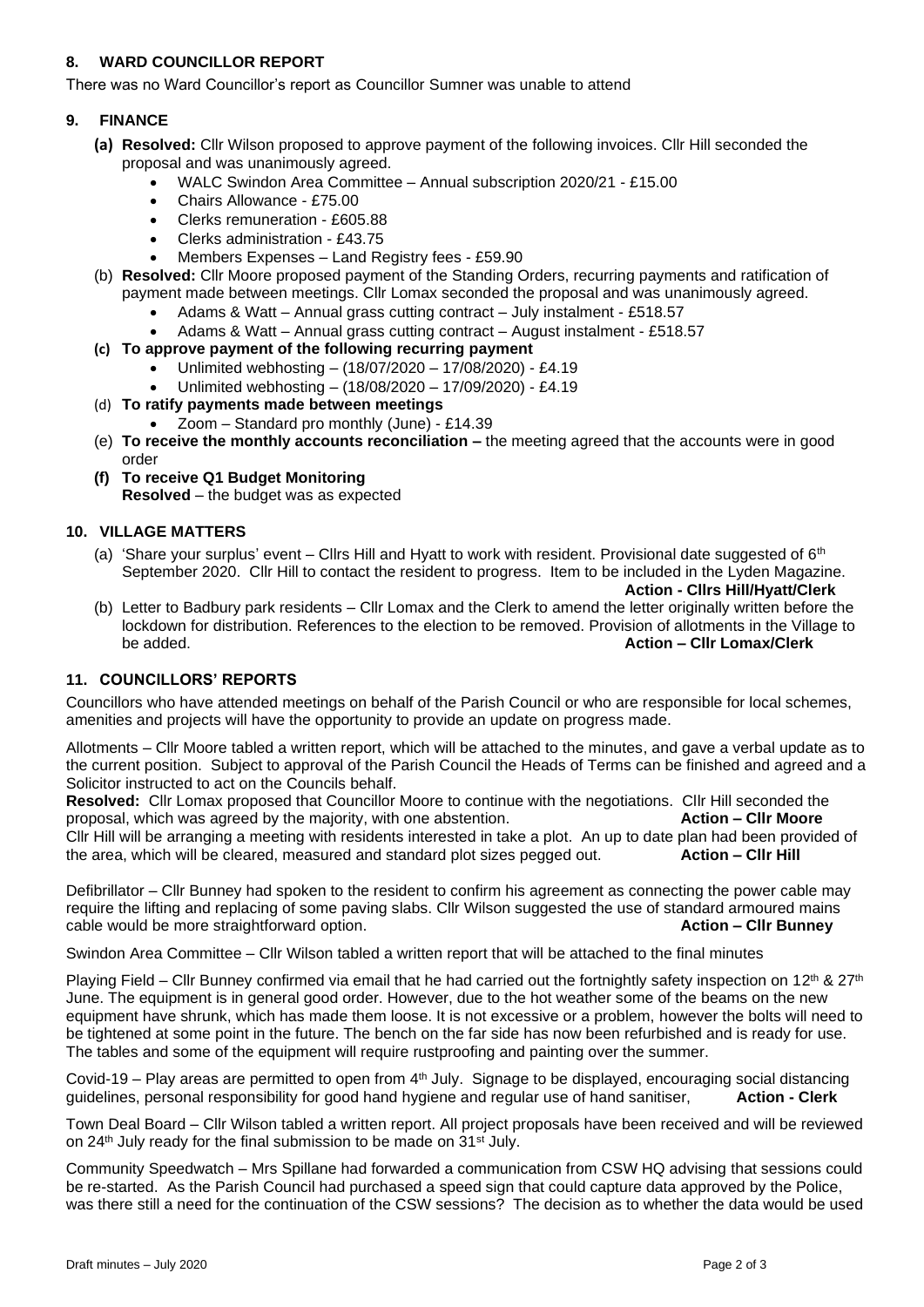## 8. WARD COUNCILLOR REPORT

There was no Ward Councillor's report as Councillor Sumner was unable to attend

## 9. FINANCE

**(a) Resolved:** Cllr Wilson proposed to approve payment of the following invoices. Cllr Hill seconded the proposal and was unanimously agreed.

- WALC Swindon Area Committee – Annual subscription 2020/21 - £15.00
- Chairs Allowance - £75.00
- Clerks remuneration - £605.88
- Clerks administration - £43.75
- Members Expenses – Land Registry fees - £59.90

(b) **Resolved:** Cllr Moore proposed payment of the Standing Orders, recurring payments and ratification of payment made between meetings. Cllr Lomax seconded the proposal and was unanimously agreed.

- Adams & Watt – Annual grass cutting contract – July instalment - £518.57
- Adams & Watt – Annual grass cutting contract – August instalment - £518.57

**(c) To approve payment of the following recurring payment**

- Unlimited webhosting – (18/07/2020 – 17/08/2020) - £4.19
- Unlimited webhosting – (18/08/2020 – 17/09/2020) - £4.19

(d) **To ratify payments made between meetings**

- Zoom – Standard pro monthly (June) - £14.39

(e) **To receive the monthly accounts reconciliation –** the meeting agreed that the accounts were in good order

**(f) To receive Q1 Budget Monitoring**
**Resolved** – the budget was as expected

## 10. VILLAGE MATTERS

(a) 'Share your surplus' event – Cllrs Hill and Hyatt to work with resident. Provisional date suggested of 6th September 2020. Cllr Hill to contact the resident to progress. Item to be included in the Lyden Magazine.
**Action - Cllrs Hill/Hyatt/Clerk**

(b) Letter to Badbury park residents – Cllr Lomax and the Clerk to amend the letter originally written before the lockdown for distribution. References to the election to be removed. Provision of allotments in the Village to be added. **Action – Cllr Lomax/Clerk**

## 11. COUNCILLORS' REPORTS

Councillors who have attended meetings on behalf of the Parish Council or who are responsible for local schemes, amenities and projects will have the opportunity to provide an update on progress made.

Allotments – Cllr Moore tabled a written report, which will be attached to the minutes, and gave a verbal update as to the current position. Subject to approval of the Parish Council the Heads of Terms can be finished and agreed and a Solicitor instructed to act on the Councils behalf.

**Resolved:** Cllr Lomax proposed that Councillor Moore to continue with the negotiations. Cllr Hill seconded the proposal, which was agreed by the majority, with one abstention. **Action – Cllr Moore**

Cllr Hill will be arranging a meeting with residents interested in take a plot. An up to date plan had been provided of the area, which will be cleared, measured and standard plot sizes pegged out. **Action – Cllr Hill**

Defibrillator – Cllr Bunney had spoken to the resident to confirm his agreement as connecting the power cable may require the lifting and replacing of some paving slabs. Cllr Wilson suggested the use of standard armoured mains cable would be more straightforward option. **Action – Cllr Bunney**

Swindon Area Committee – Cllr Wilson tabled a written report that will be attached to the final minutes

Playing Field – Cllr Bunney confirmed via email that he had carried out the fortnightly safety inspection on 12th & 27th June. The equipment is in general good order. However, due to the hot weather some of the beams on the new equipment have shrunk, which has made them loose. It is not excessive or a problem, however the bolts will need to be tightened at some point in the future. The bench on the far side has now been refurbished and is ready for use. The tables and some of the equipment will require rustproofing and painting over the summer.

Covid-19 – Play areas are permitted to open from 4th July. Signage to be displayed, encouraging social distancing guidelines, personal responsibility for good hand hygiene and regular use of hand sanitiser, **Action - Clerk**

Town Deal Board – Cllr Wilson tabled a written report. All project proposals have been received and will be reviewed on 24th July ready for the final submission to be made on 31st July.

Community Speedwatch – Mrs Spillane had forwarded a communication from CSW HQ advising that sessions could be re-started. As the Parish Council had purchased a speed sign that could capture data approved by the Police, was there still a need for the continuation of the CSW sessions? The decision as to whether the data would be used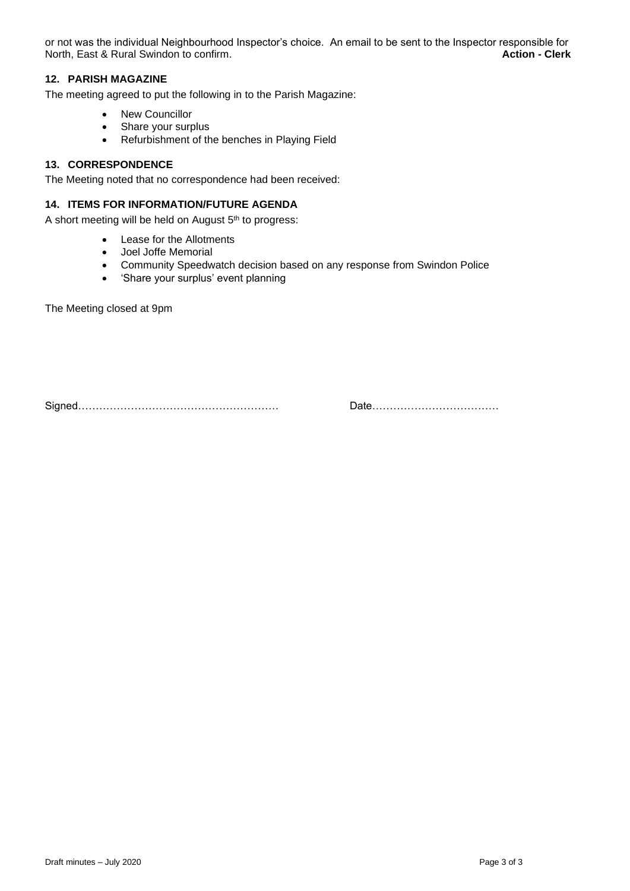or not was the individual Neighbourhood Inspector's choice. An email to be sent to the Inspector responsible for North, East & Rural Swindon to confirm. **Action - Clerk**

### 12. PARISH MAGAZINE

The meeting agreed to put the following in to the Parish Magazine:

- New Councillor
- Share your surplus
- Refurbishment of the benches in Playing Field

### 13. CORRESPONDENCE

The Meeting noted that no correspondence had been received:

### 14. ITEMS FOR INFORMATION/FUTURE AGENDA

A short meeting will be held on August 5th to progress:

- Lease for the Allotments
- Joel Joffe Memorial
- Community Speedwatch decision based on any response from Swindon Police
- 'Share your surplus' event planning

The Meeting closed at 9pm

Signed………………………………………………… Date………………………………

Draft minutes – July 2020